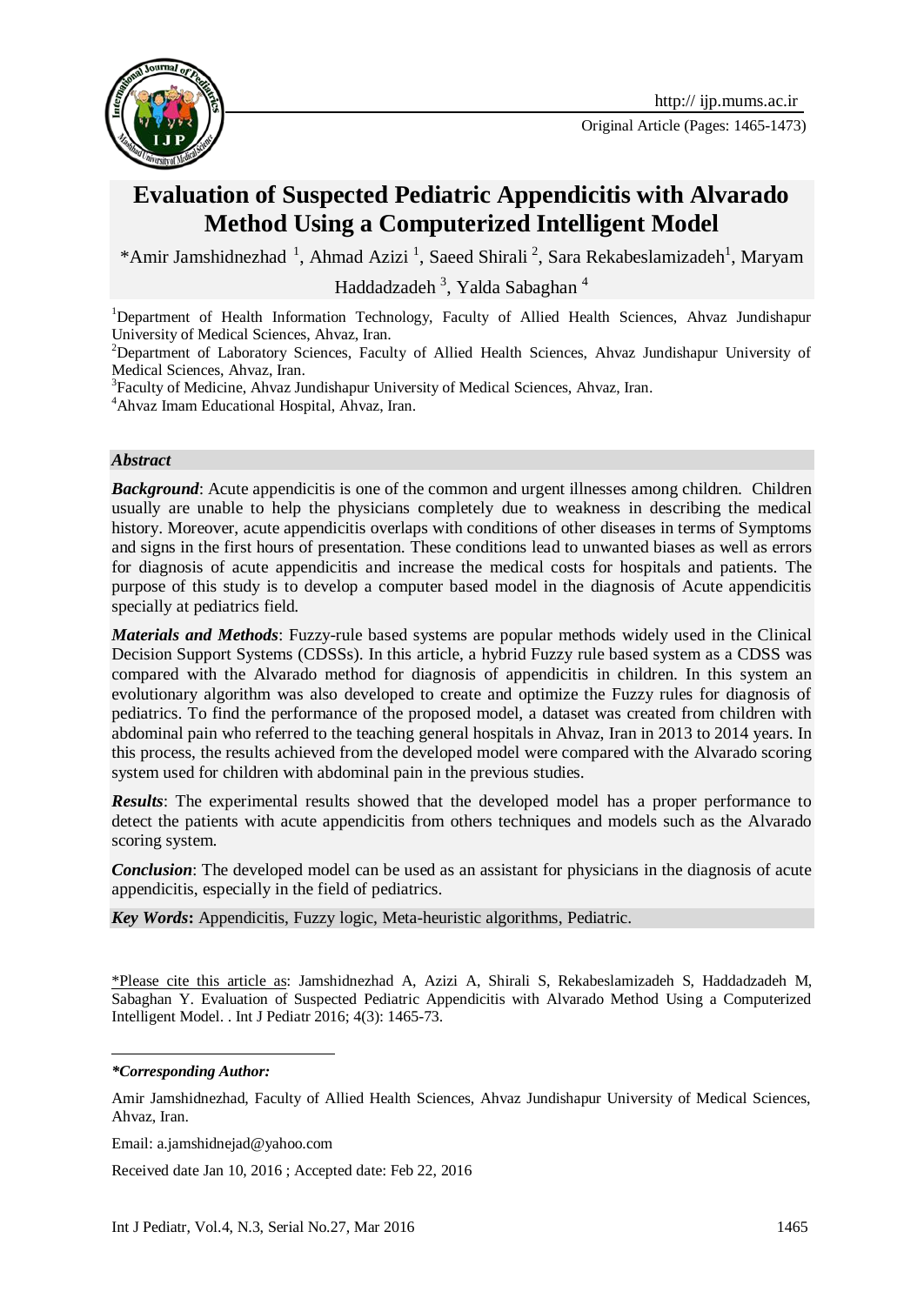http:// ijp.mums.ac.ir

Original Article (Pages: 1465-1473)

# Evaluation of Suspected Pediatric Appendicitis with Alvarado Method Using a Computerized Intelligent Model

*Amir Jamshidnezhad [1], Ahmad Azizi [1], Saeed Shirali [2], Sara Rekabeslamizadeh[1], Maryam Haddadzadeh [3], Yalda Sabaghan [4]

[1]Department of Health Information Technology, Faculty of Allied Health Sciences, Ahvaz Jundishapur University of Medical Sciences, Ahvaz, Iran.

[2]Department of Laboratory Sciences, Faculty of Allied Health Sciences, Ahvaz Jundishapur University of Medical Sciences, Ahvaz, Iran.

[3]Faculty of Medicine, Ahvaz Jundishapur University of Medical Sciences, Ahvaz, Iran.

[4]Ahvaz Imam Educational Hospital, Ahvaz, Iran.

## *Abstract*

***Background***: Acute appendicitis is one of the common and urgent illnesses among children. Children usually are unable to help the physicians completely due to weakness in describing the medical history. Moreover, acute appendicitis overlaps with conditions of other diseases in terms of Symptoms and signs in the first hours of presentation. These conditions lead to unwanted biases as well as errors for diagnosis of acute appendicitis and increase the medical costs for hospitals and patients. The purpose of this study is to develop a computer based model in the diagnosis of Acute appendicitis specially at pediatrics field.

***Materials and Methods***: Fuzzy-rule based systems are popular methods widely used in the Clinical Decision Support Systems (CDSSs). In this article, a hybrid Fuzzy rule based system as a CDSS was compared with the Alvarado method for diagnosis of appendicitis in children. In this system an evolutionary algorithm was also developed to create and optimize the Fuzzy rules for diagnosis of pediatrics. To find the performance of the proposed model, a dataset was created from children with abdominal pain who referred to the teaching general hospitals in Ahvaz, Iran in 2013 to 2014 years. In this process, the results achieved from the developed model were compared with the Alvarado scoring system used for children with abdominal pain in the previous studies.

***Results***: The experimental results showed that the developed model has a proper performance to detect the patients with acute appendicitis from others techniques and models such as the Alvarado scoring system.

***Conclusion***: The developed model can be used as an assistant for physicians in the diagnosis of acute appendicitis, especially in the field of pediatrics.

***Key Words*:** Appendicitis, Fuzzy logic, Meta-heuristic algorithms, Pediatric.

*Please cite this article as: Jamshidnezhad A, Azizi A, Shirali S, Rekabeslamizadeh S, Haddadzadeh M, Sabaghan Y. Evaluation of Suspected Pediatric Appendicitis with Alvarado Method Using a Computerized Intelligent Model. . Int J Pediatr 2016; 4(3): 1465-73.

***Corresponding Author:***

Amir Jamshidnezhad, Faculty of Allied Health Sciences, Ahvaz Jundishapur University of Medical Sciences, Ahvaz, Iran.

Email: a.jamshidnejad@yahoo.com

Received date Jan 10, 2016 ; Accepted date: Feb 22, 2016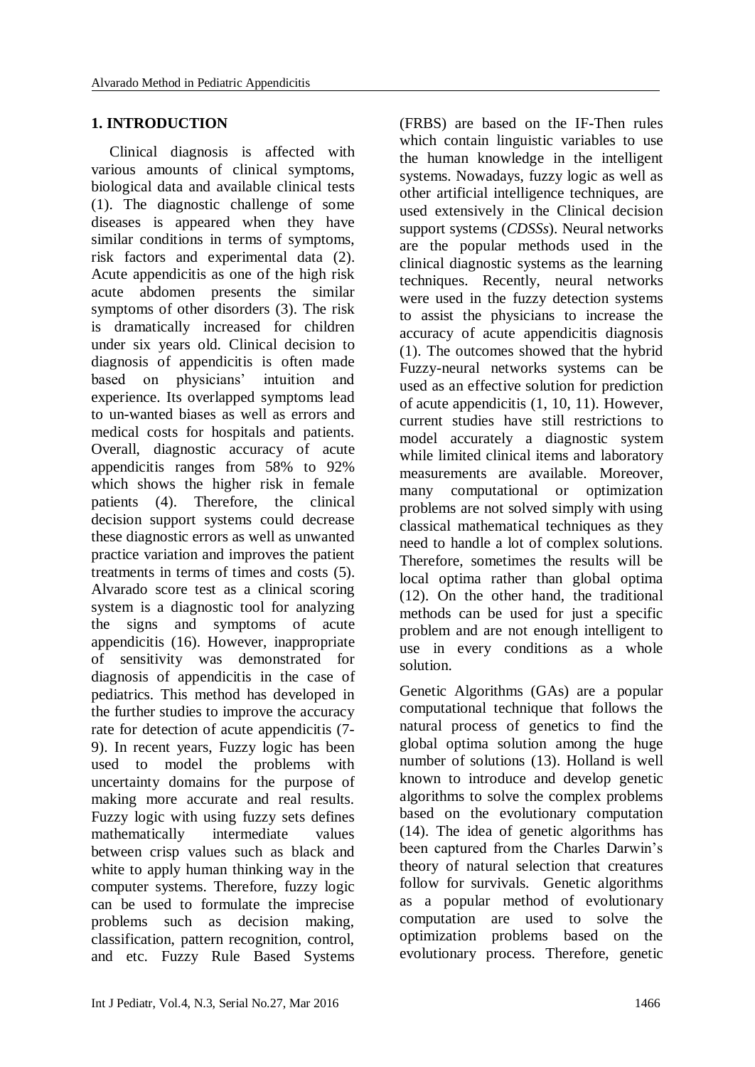## 1. INTRODUCTION

Clinical diagnosis is affected with various amounts of clinical symptoms, biological data and available clinical tests (1). The diagnostic challenge of some diseases is appeared when they have similar conditions in terms of symptoms, risk factors and experimental data (2). Acute appendicitis as one of the high risk acute abdomen presents the similar symptoms of other disorders (3). The risk is dramatically increased for children under six years old. Clinical decision to diagnosis of appendicitis is often made based on physicians' intuition and experience. Its overlapped symptoms lead to un-wanted biases as well as errors and medical costs for hospitals and patients. Overall, diagnostic accuracy of acute appendicitis ranges from 58% to 92% which shows the higher risk in female patients (4). Therefore, the clinical decision support systems could decrease these diagnostic errors as well as unwanted practice variation and improves the patient treatments in terms of times and costs (5). Alvarado score test as a clinical scoring system is a diagnostic tool for analyzing the signs and symptoms of acute appendicitis (16). However, inappropriate of sensitivity was demonstrated for diagnosis of appendicitis in the case of pediatrics. This method has developed in the further studies to improve the accuracy rate for detection of acute appendicitis (7-9). In recent years, Fuzzy logic has been used to model the problems with uncertainty domains for the purpose of making more accurate and real results. Fuzzy logic with using fuzzy sets defines mathematically intermediate values between crisp values such as black and white to apply human thinking way in the computer systems. Therefore, fuzzy logic can be used to formulate the imprecise problems such as decision making, classification, pattern recognition, control, and etc. Fuzzy Rule Based Systems (FRBS) are based on the IF-Then rules which contain linguistic variables to use the human knowledge in the intelligent systems. Nowadays, fuzzy logic as well as other artificial intelligence techniques, are used extensively in the Clinical decision support systems (*CDSSs*). Neural networks are the popular methods used in the clinical diagnostic systems as the learning techniques. Recently, neural networks were used in the fuzzy detection systems to assist the physicians to increase the accuracy of acute appendicitis diagnosis (1). The outcomes showed that the hybrid Fuzzy-neural networks systems can be used as an effective solution for prediction of acute appendicitis (1, 10, 11). However, current studies have still restrictions to model accurately a diagnostic system while limited clinical items and laboratory measurements are available. Moreover, many computational or optimization problems are not solved simply with using classical mathematical techniques as they need to handle a lot of complex solutions. Therefore, sometimes the results will be local optima rather than global optima (12). On the other hand, the traditional methods can be used for just a specific problem and are not enough intelligent to use in every conditions as a whole solution.

Genetic Algorithms (GAs) are a popular computational technique that follows the natural process of genetics to find the global optima solution among the huge number of solutions (13). Holland is well known to introduce and develop genetic algorithms to solve the complex problems based on the evolutionary computation (14). The idea of genetic algorithms has been captured from the Charles Darwin's theory of natural selection that creatures follow for survivals. Genetic algorithms as a popular method of evolutionary computation are used to solve the optimization problems based on the evolutionary process. Therefore, genetic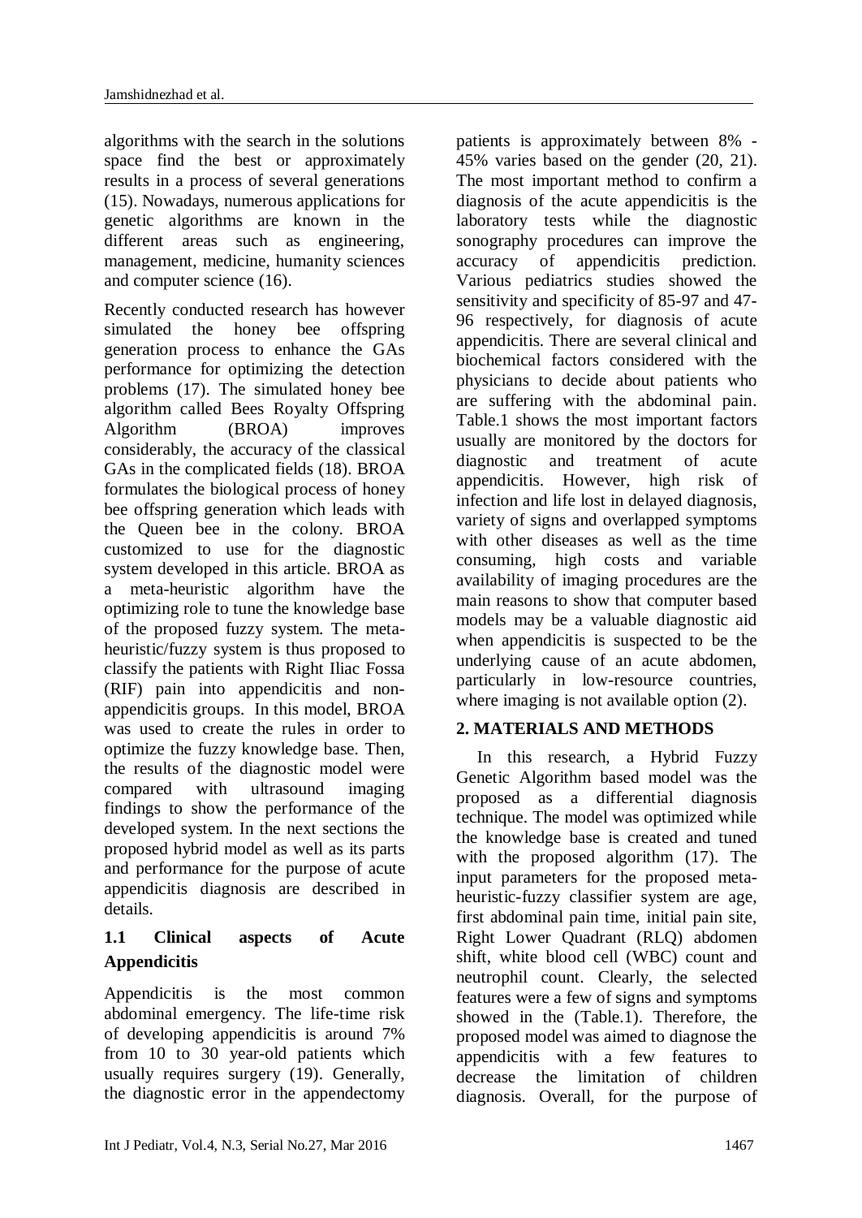algorithms with the search in the solutions space find the best or approximately results in a process of several generations (15). Nowadays, numerous applications for genetic algorithms are known in the different areas such as engineering, management, medicine, humanity sciences and computer science (16).

Recently conducted research has however simulated the honey bee offspring generation process to enhance the GAs performance for optimizing the detection problems (17). The simulated honey bee algorithm called Bees Royalty Offspring Algorithm (BROA) improves considerably, the accuracy of the classical GAs in the complicated fields (18). BROA formulates the biological process of honey bee offspring generation which leads with the Queen bee in the colony. BROA customized to use for the diagnostic system developed in this article. BROA as a meta-heuristic algorithm have the optimizing role to tune the knowledge base of the proposed fuzzy system. The meta-heuristic/fuzzy system is thus proposed to classify the patients with Right Iliac Fossa (RIF) pain into appendicitis and non-appendicitis groups. In this model, BROA was used to create the rules in order to optimize the fuzzy knowledge base. Then, the results of the diagnostic model were compared with ultrasound imaging findings to show the performance of the developed system. In the next sections the proposed hybrid model as well as its parts and performance for the purpose of acute appendicitis diagnosis are described in details.

### 1.1 Clinical aspects of Acute Appendicitis

Appendicitis is the most common abdominal emergency. The life-time risk of developing appendicitis is around 7% from 10 to 30 year-old patients which usually requires surgery (19). Generally, the diagnostic error in the appendectomy patients is approximately between 8% - 45% varies based on the gender (20, 21). The most important method to confirm a diagnosis of the acute appendicitis is the laboratory tests while the diagnostic sonography procedures can improve the accuracy of appendicitis prediction. Various pediatrics studies showed the sensitivity and specificity of 85-97 and 47-96 respectively, for diagnosis of acute appendicitis. There are several clinical and biochemical factors considered with the physicians to decide about patients who are suffering with the abdominal pain. Table.1 shows the most important factors usually are monitored by the doctors for diagnostic and treatment of acute appendicitis. However, high risk of infection and life lost in delayed diagnosis, variety of signs and overlapped symptoms with other diseases as well as the time consuming, high costs and variable availability of imaging procedures are the main reasons to show that computer based models may be a valuable diagnostic aid when appendicitis is suspected to be the underlying cause of an acute abdomen, particularly in low-resource countries, where imaging is not available option (2).

## 2. MATERIALS AND METHODS

In this research, a Hybrid Fuzzy Genetic Algorithm based model was the proposed as a differential diagnosis technique. The model was optimized while the knowledge base is created and tuned with the proposed algorithm (17). The input parameters for the proposed meta-heuristic-fuzzy classifier system are age, first abdominal pain time, initial pain site, Right Lower Quadrant (RLQ) abdomen shift, white blood cell (WBC) count and neutrophil count. Clearly, the selected features were a few of signs and symptoms showed in the (Table.1). Therefore, the proposed model was aimed to diagnose the appendicitis with a few features to decrease the limitation of children diagnosis. Overall, for the purpose of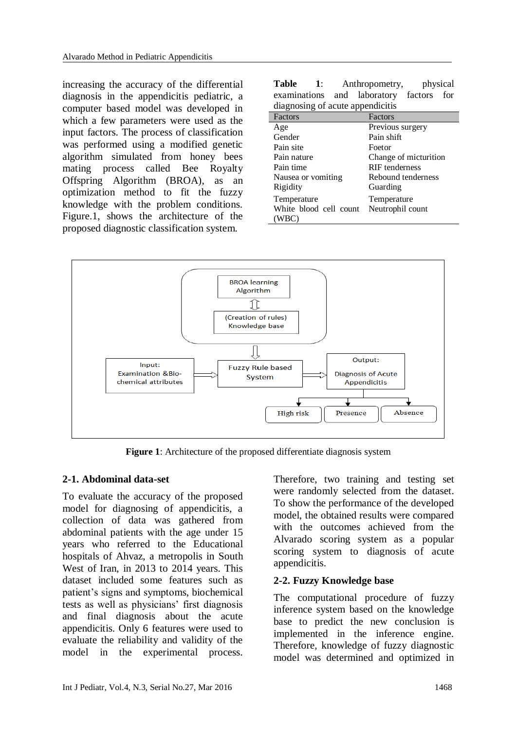increasing the accuracy of the differential diagnosis in the appendicitis pediatric, a computer based model was developed in which a few parameters were used as the input factors. The process of classification was performed using a modified genetic algorithm simulated from honey bees mating process called Bee Royalty Offspring Algorithm (BROA), as an optimization method to fit the fuzzy knowledge with the problem conditions. Figure.1, shows the architecture of the proposed diagnostic classification system.

**Table 1**: Anthropometry, physical examinations and laboratory factors for diagnosing of acute appendicitis

| Factors | Factors |
|---|---|
| Age | Previous surgery |
| Gender | Pain shift |
| Pain site | Foetor |
| Pain nature | Change of micturition |
| Pain time | RIF tenderness |
| Nausea or vomiting | Rebound tenderness |
| Rigidity | Guarding |
| Temperature | Temperature |
| White blood cell count (WBC) | Neutrophil count |

BROA learning Algorithm

(Creation of rules) Knowledge base

Input: Examination &Bio-chemical attributes

Fuzzy Rule based System

Output: Diagnosis of Acute Appendicitis

High risk | Presence | Absence

**Figure 1**: Architecture of the proposed differentiate diagnosis system

## 2-1. Abdominal data-set

To evaluate the accuracy of the proposed model for diagnosing of appendicitis, a collection of data was gathered from abdominal patients with the age under 15 years who referred to the Educational hospitals of Ahvaz, a metropolis in South West of Iran, in 2013 to 2014 years. This dataset included some features such as patient's signs and symptoms, biochemical tests as well as physicians' first diagnosis and final diagnosis about the acute appendicitis. Only 6 features were used to evaluate the reliability and validity of the model in the experimental process. Therefore, two training and testing set were randomly selected from the dataset. To show the performance of the developed model, the obtained results were compared with the outcomes achieved from the Alvarado scoring system as a popular scoring system to diagnosis of acute appendicitis.

## 2-2. Fuzzy Knowledge base

The computational procedure of fuzzy inference system based on the knowledge base to predict the new conclusion is implemented in the inference engine. Therefore, knowledge of fuzzy diagnostic model was determined and optimized in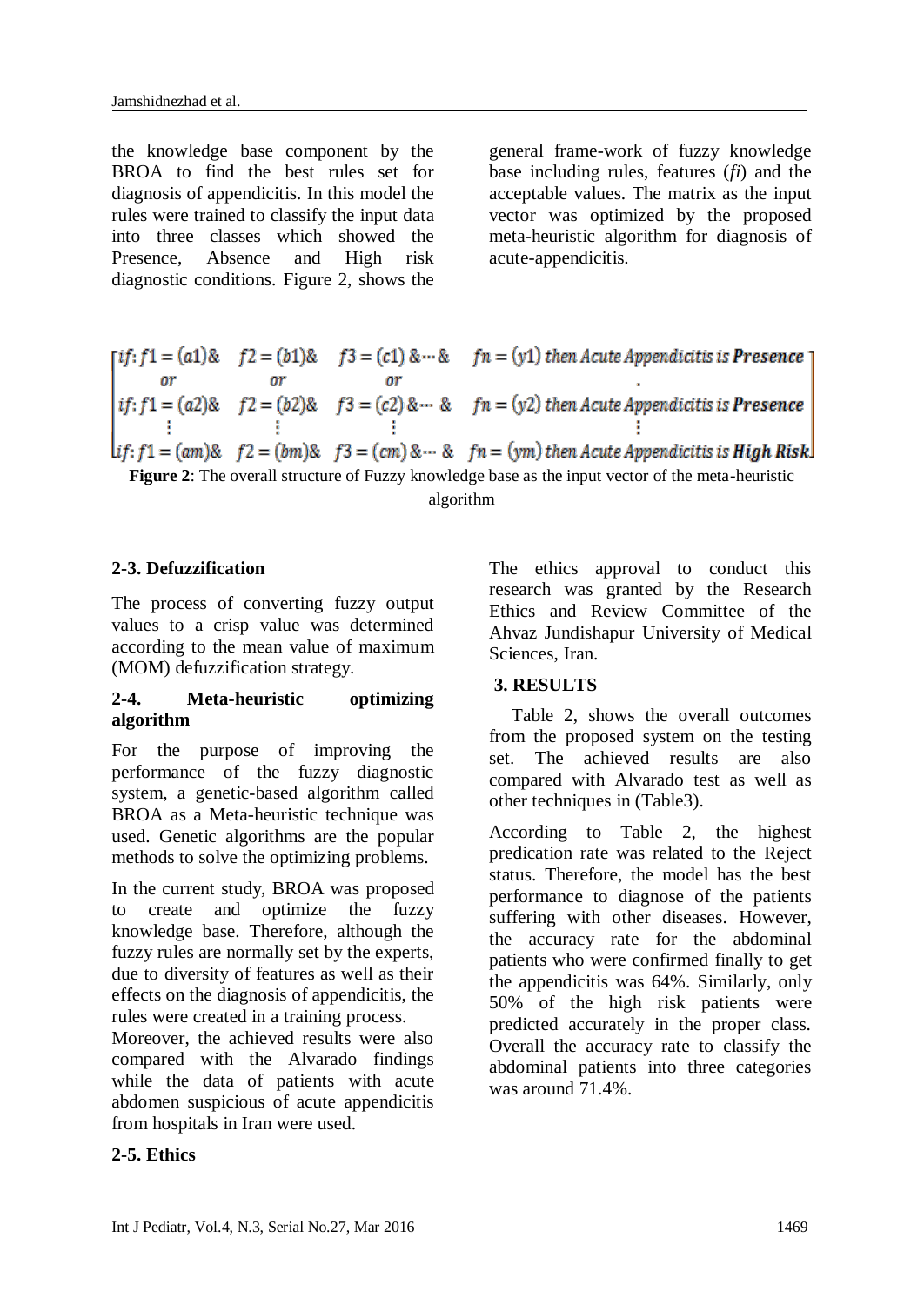the knowledge base component by the BROA to find the best rules set for diagnosis of appendicitis. In this model the rules were trained to classify the input data into three classes which showed the Presence, Absence and High risk diagnostic conditions. Figure 2, shows the general frame-work of fuzzy knowledge base including rules, features (*fi*) and the acceptable values. The matrix as the input vector was optimized by the proposed meta-heuristic algorithm for diagnosis of acute-appendicitis.

$$\begin{bmatrix} if\!: f1=(a1)\& & f2=(b1)\& & f3=(c1)\&\cdots\& & fn=(y1) \text{ then Acute Appendicitis is } \textbf{Presence} \\ or & or & or & . \\ if\!: f1=(a2)\& & f2=(b2)\& & f3=(c2)\&\cdots\& & fn=(y2) \text{ then Acute Appendicitis is } \textbf{Presence} \\ \vdots & \vdots & \vdots & \vdots \\ if\!: f1=(am)\& & f2=(bm)\& & f3=(cm)\&\cdots\& & fn=(ym) \text{ then Acute Appendicitis is } \textbf{High Risk} \end{bmatrix}$$

**Figure 2**: The overall structure of Fuzzy knowledge base as the input vector of the meta-heuristic algorithm

### 2-3. Defuzzification

The process of converting fuzzy output values to a crisp value was determined according to the mean value of maximum (MOM) defuzzification strategy.

### 2-4. Meta-heuristic optimizing algorithm

For the purpose of improving the performance of the fuzzy diagnostic system, a genetic-based algorithm called BROA as a Meta-heuristic technique was used. Genetic algorithms are the popular methods to solve the optimizing problems.

In the current study, BROA was proposed to create and optimize the fuzzy knowledge base. Therefore, although the fuzzy rules are normally set by the experts, due to diversity of features as well as their effects on the diagnosis of appendicitis, the rules were created in a training process.
Moreover, the achieved results were also compared with the Alvarado findings while the data of patients with acute abdomen suspicious of acute appendicitis from hospitals in Iran were used.

### 2-5. Ethics

The ethics approval to conduct this research was granted by the Research Ethics and Review Committee of the Ahvaz Jundishapur University of Medical Sciences, Iran.

## 3. RESULTS

Table 2, shows the overall outcomes from the proposed system on the testing set. The achieved results are also compared with Alvarado test as well as other techniques in (Table3).

According to Table 2, the highest predication rate was related to the Reject status. Therefore, the model has the best performance to diagnose of the patients suffering with other diseases. However, the accuracy rate for the abdominal patients who were confirmed finally to get the appendicitis was 64%. Similarly, only 50% of the high risk patients were predicted accurately in the proper class. Overall the accuracy rate to classify the abdominal patients into three categories was around 71.4%.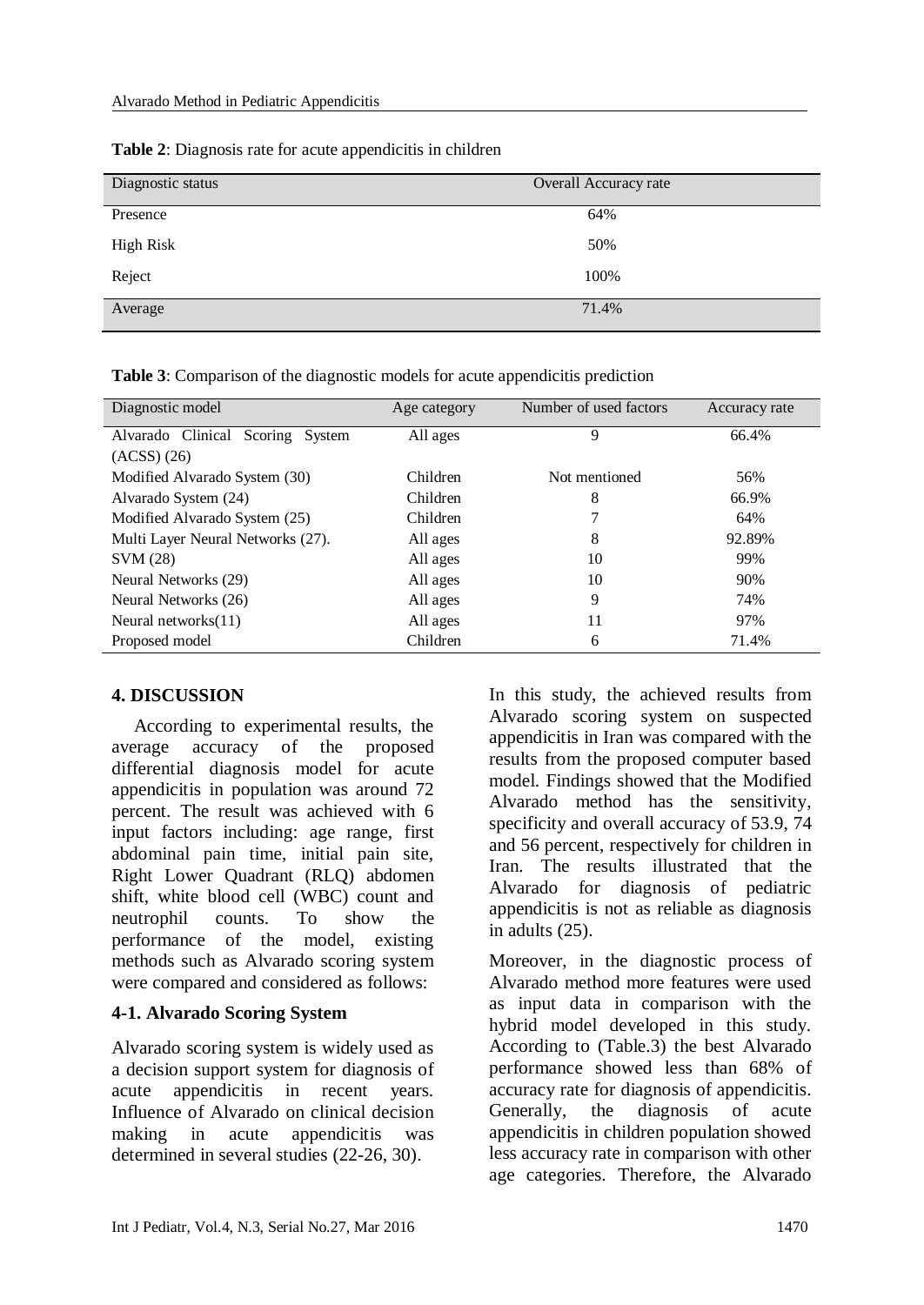**Table 2**: Diagnosis rate for acute appendicitis in children

| Diagnostic status | Overall Accuracy rate |
|---|---|
| Presence | 64% |
| High Risk | 50% |
| Reject | 100% |
| Average | 71.4% |

**Table 3**: Comparison of the diagnostic models for acute appendicitis prediction

| Diagnostic model | Age category | Number of used factors | Accuracy rate |
|---|---|---|---|
| Alvarado Clinical Scoring System (ACSS) (26) | All ages | 9 | 66.4% |
| Modified Alvarado System (30) | Children | Not mentioned | 56% |
| Alvarado System (24) | Children | 8 | 66.9% |
| Modified Alvarado System (25) | Children | 7 | 64% |
| Multi Layer Neural Networks (27). | All ages | 8 | 92.89% |
| SVM (28) | All ages | 10 | 99% |
| Neural Networks (29) | All ages | 10 | 90% |
| Neural Networks (26) | All ages | 9 | 74% |
| Neural networks(11) | All ages | 11 | 97% |
| Proposed model | Children | 6 | 71.4% |

## 4. DISCUSSION

According to experimental results, the average accuracy of the proposed differential diagnosis model for acute appendicitis in population was around 72 percent. The result was achieved with 6 input factors including: age range, first abdominal pain time, initial pain site, Right Lower Quadrant (RLQ) abdomen shift, white blood cell (WBC) count and neutrophil counts. To show the performance of the model, existing methods such as Alvarado scoring system were compared and considered as follows:

### 4-1. Alvarado Scoring System

Alvarado scoring system is widely used as a decision support system for diagnosis of acute appendicitis in recent years. Influence of Alvarado on clinical decision making in acute appendicitis was determined in several studies (22-26, 30).

In this study, the achieved results from Alvarado scoring system on suspected appendicitis in Iran was compared with the results from the proposed computer based model. Findings showed that the Modified Alvarado method has the sensitivity, specificity and overall accuracy of 53.9, 74 and 56 percent, respectively for children in Iran. The results illustrated that the Alvarado for diagnosis of pediatric appendicitis is not as reliable as diagnosis in adults (25).

Moreover, in the diagnostic process of Alvarado method more features were used as input data in comparison with the hybrid model developed in this study. According to (Table.3) the best Alvarado performance showed less than 68% of accuracy rate for diagnosis of appendicitis. Generally, the diagnosis of acute appendicitis in children population showed less accuracy rate in comparison with other age categories. Therefore, the Alvarado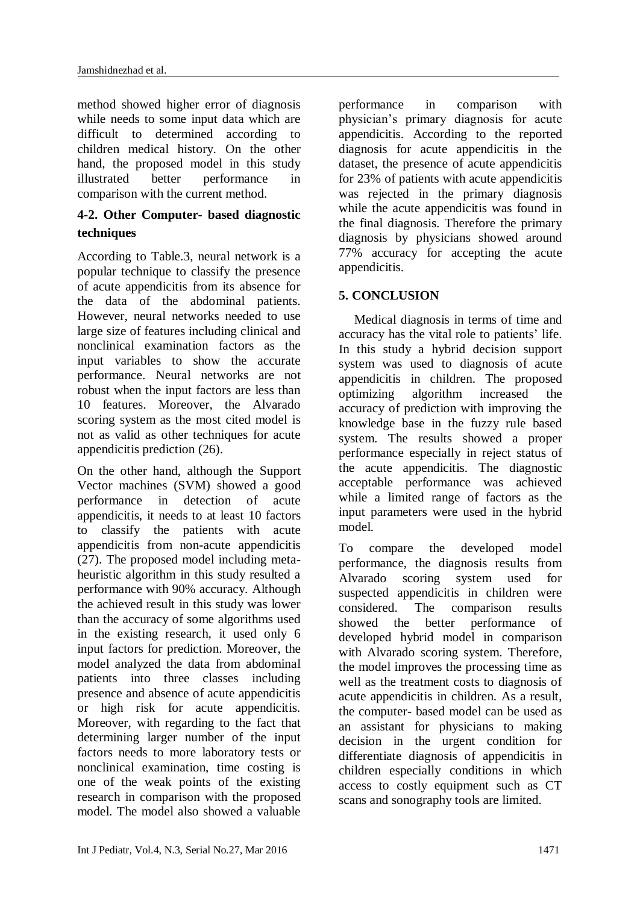method showed higher error of diagnosis while needs to some input data which are difficult to determined according to children medical history. On the other hand, the proposed model in this study illustrated better performance in comparison with the current method.

### 4-2. Other Computer- based diagnostic techniques

According to Table.3, neural network is a popular technique to classify the presence of acute appendicitis from its absence for the data of the abdominal patients. However, neural networks needed to use large size of features including clinical and nonclinical examination factors as the input variables to show the accurate performance. Neural networks are not robust when the input factors are less than 10 features. Moreover, the Alvarado scoring system as the most cited model is not as valid as other techniques for acute appendicitis prediction (26).

On the other hand, although the Support Vector machines (SVM) showed a good performance in detection of acute appendicitis, it needs to at least 10 factors to classify the patients with acute appendicitis from non-acute appendicitis (27). The proposed model including meta-heuristic algorithm in this study resulted a performance with 90% accuracy. Although the achieved result in this study was lower than the accuracy of some algorithms used in the existing research, it used only 6 input factors for prediction. Moreover, the model analyzed the data from abdominal patients into three classes including presence and absence of acute appendicitis or high risk for acute appendicitis. Moreover, with regarding to the fact that determining larger number of the input factors needs to more laboratory tests or nonclinical examination, time costing is one of the weak points of the existing research in comparison with the proposed model. The model also showed a valuable performance in comparison with physician's primary diagnosis for acute appendicitis. According to the reported diagnosis for acute appendicitis in the dataset, the presence of acute appendicitis for 23% of patients with acute appendicitis was rejected in the primary diagnosis while the acute appendicitis was found in the final diagnosis. Therefore the primary diagnosis by physicians showed around 77% accuracy for accepting the acute appendicitis.

## 5. CONCLUSION

Medical diagnosis in terms of time and accuracy has the vital role to patients' life. In this study a hybrid decision support system was used to diagnosis of acute appendicitis in children. The proposed optimizing algorithm increased the accuracy of prediction with improving the knowledge base in the fuzzy rule based system. The results showed a proper performance especially in reject status of the acute appendicitis. The diagnostic acceptable performance was achieved while a limited range of factors as the input parameters were used in the hybrid model.

To compare the developed model performance, the diagnosis results from Alvarado scoring system used for suspected appendicitis in children were considered. The comparison results showed the better performance of developed hybrid model in comparison with Alvarado scoring system. Therefore, the model improves the processing time as well as the treatment costs to diagnosis of acute appendicitis in children. As a result, the computer- based model can be used as an assistant for physicians to making decision in the urgent condition for differentiate diagnosis of appendicitis in children especially conditions in which access to costly equipment such as CT scans and sonography tools are limited.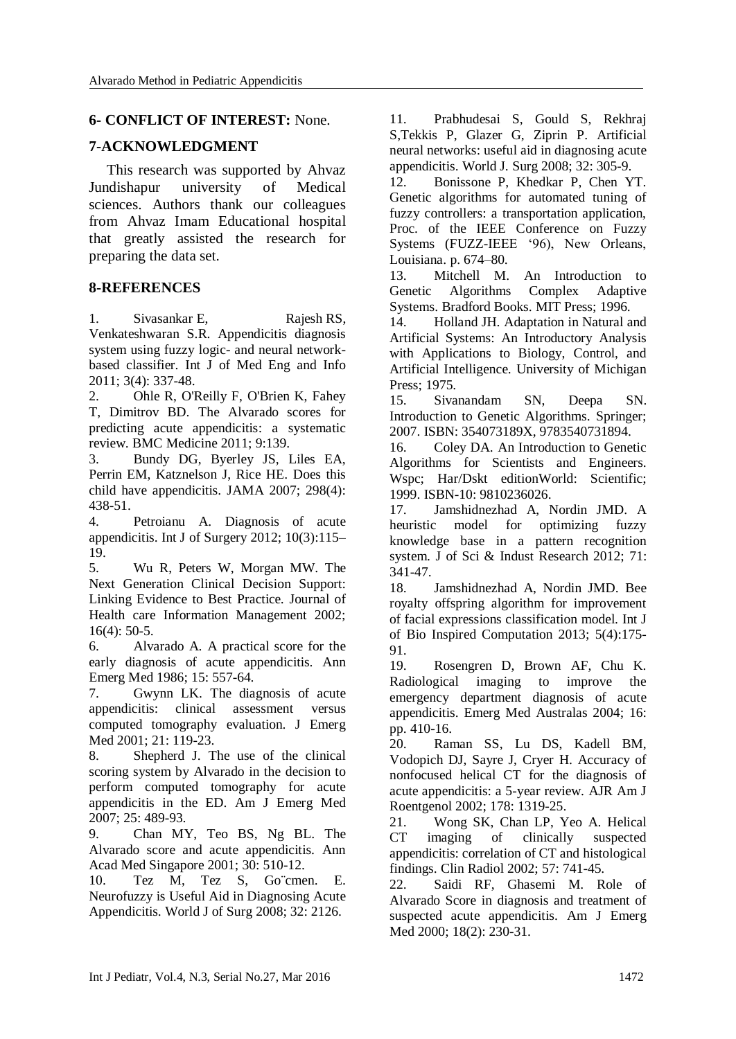## 6- CONFLICT OF INTEREST: None.

## 7-ACKNOWLEDGMENT

This research was supported by Ahvaz Jundishapur university of Medical sciences. Authors thank our colleagues from Ahvaz Imam Educational hospital that greatly assisted the research for preparing the data set.

## 8-REFERENCES

1. Sivasankar E, Rajesh RS, Venkateshwaran S.R. Appendicitis diagnosis system using fuzzy logic- and neural network-based classifier. Int J of Med Eng and Info 2011; 3(4): 337-48.
2. Ohle R, O'Reilly F, O'Brien K, Fahey T, Dimitrov BD. The Alvarado scores for predicting acute appendicitis: a systematic review. BMC Medicine 2011; 9:139.
3. Bundy DG, Byerley JS, Liles EA, Perrin EM, Katznelson J, Rice HE. Does this child have appendicitis. JAMA 2007; 298(4): 438-51.
4. Petroianu A. Diagnosis of acute appendicitis. Int J of Surgery 2012; 10(3):115–19.
5. Wu R, Peters W, Morgan MW. The Next Generation Clinical Decision Support: Linking Evidence to Best Practice. Journal of Health care Information Management 2002; 16(4): 50-5.
6. Alvarado A. A practical score for the early diagnosis of acute appendicitis. Ann Emerg Med 1986; 15: 557-64.
7. Gwynn LK. The diagnosis of acute appendicitis: clinical assessment versus computed tomography evaluation. J Emerg Med 2001; 21: 119-23.
8. Shepherd J. The use of the clinical scoring system by Alvarado in the decision to perform computed tomography for acute appendicitis in the ED. Am J Emerg Med 2007; 25: 489-93.
9. Chan MY, Teo BS, Ng BL. The Alvarado score and acute appendicitis. Ann Acad Med Singapore 2001; 30: 510-12.
10. Tez M, Tez S, Go¨cmen. E. Neurofuzzy is Useful Aid in Diagnosing Acute Appendicitis. World J of Surg 2008; 32: 2126.
11. Prabhudesai S, Gould S, Rekhraj S,Tekkis P, Glazer G, Ziprin P. Artificial neural networks: useful aid in diagnosing acute appendicitis. World J. Surg 2008; 32: 305-9.
12. Bonissone P, Khedkar P, Chen YT. Genetic algorithms for automated tuning of fuzzy controllers: a transportation application, Proc. of the IEEE Conference on Fuzzy Systems (FUZZ-IEEE '96), New Orleans, Louisiana. p. 674–80.
13. Mitchell M. An Introduction to Genetic Algorithms Complex Adaptive Systems. Bradford Books. MIT Press; 1996.
14. Holland JH. Adaptation in Natural and Artificial Systems: An Introductory Analysis with Applications to Biology, Control, and Artificial Intelligence. University of Michigan Press; 1975.
15. Sivanandam SN, Deepa SN. Introduction to Genetic Algorithms. Springer; 2007. ISBN: 354073189X, 9783540731894.
16. Coley DA. An Introduction to Genetic Algorithms for Scientists and Engineers. Wspc; Har/Dskt editionWorld: Scientific; 1999. ISBN-10: 9810236026.
17. Jamshidnezhad A, Nordin JMD. A heuristic model for optimizing fuzzy knowledge base in a pattern recognition system. J of Sci & Indust Research 2012; 71: 341-47.
18. Jamshidnezhad A, Nordin JMD. Bee royalty offspring algorithm for improvement of facial expressions classification model. Int J of Bio Inspired Computation 2013; 5(4):175-91.
19. Rosengren D, Brown AF, Chu K. Radiological imaging to improve the emergency department diagnosis of acute appendicitis. Emerg Med Australas 2004; 16: pp. 410-16.
20. Raman SS, Lu DS, Kadell BM, Vodopich DJ, Sayre J, Cryer H. Accuracy of nonfocused helical CT for the diagnosis of acute appendicitis: a 5-year review. AJR Am J Roentgenol 2002; 178: 1319-25.
21. Wong SK, Chan LP, Yeo A. Helical CT imaging of clinically suspected appendicitis: correlation of CT and histological findings. Clin Radiol 2002; 57: 741-45.
22. Saidi RF, Ghasemi M. Role of Alvarado Score in diagnosis and treatment of suspected acute appendicitis. Am J Emerg Med 2000; 18(2): 230-31.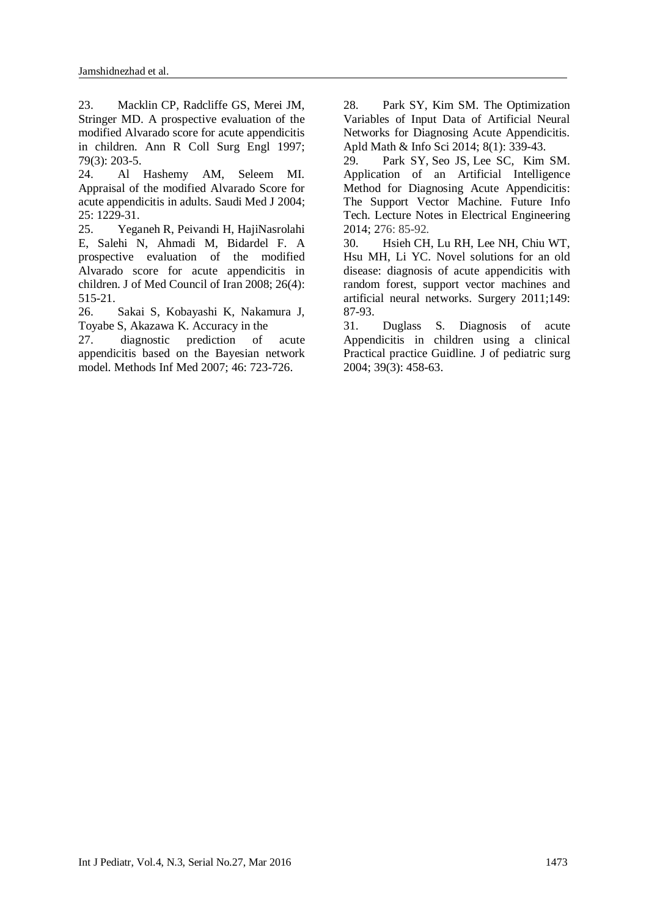23. Macklin CP, Radcliffe GS, Merei JM, Stringer MD. A prospective evaluation of the modified Alvarado score for acute appendicitis in children. Ann R Coll Surg Engl 1997; 79(3): 203-5.
24. Al Hashemy AM, Seleem MI. Appraisal of the modified Alvarado Score for acute appendicitis in adults. Saudi Med J 2004; 25: 1229-31.
25. Yeganeh R, Peivandi H, HajiNasrolahi E, Salehi N, Ahmadi M, Bidardel F. A prospective evaluation of the modified Alvarado score for acute appendicitis in children. J of Med Council of Iran 2008; 26(4): 515-21.
26. Sakai S, Kobayashi K, Nakamura J, Toyabe S, Akazawa K. Accuracy in the
27. diagnostic prediction of acute appendicitis based on the Bayesian network model. Methods Inf Med 2007; 46: 723-726.
28. Park SY, Kim SM. The Optimization Variables of Input Data of Artificial Neural Networks for Diagnosing Acute Appendicitis. Apld Math & Info Sci 2014; 8(1): 339-43.
29. Park SY, Seo JS, Lee SC, Kim SM. Application of an Artificial Intelligence Method for Diagnosing Acute Appendicitis: The Support Vector Machine. Future Info Tech. Lecture Notes in Electrical Engineering 2014; 276: 85-92.
30. Hsieh CH, Lu RH, Lee NH, Chiu WT, Hsu MH, Li YC. Novel solutions for an old disease: diagnosis of acute appendicitis with random forest, support vector machines and artificial neural networks. Surgery 2011;149: 87-93.
31. Duglass S. Diagnosis of acute Appendicitis in children using a clinical Practical practice Guidline. J of pediatric surg 2004; 39(3): 458-63.